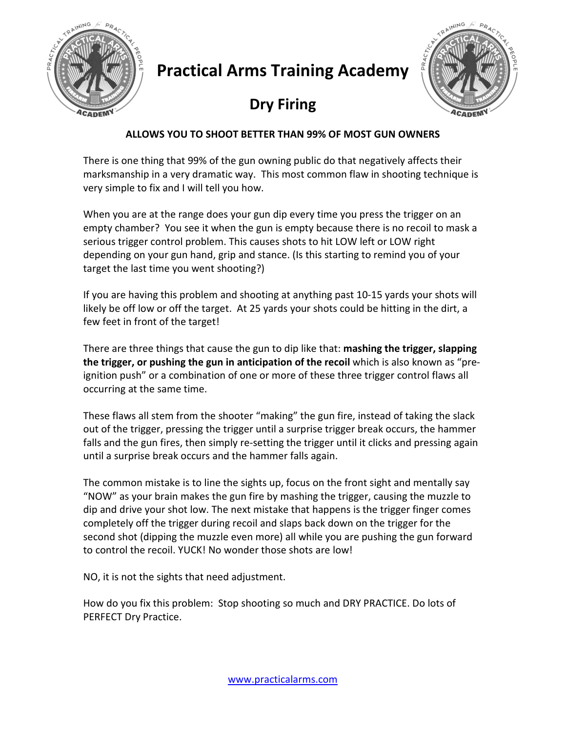# Practical Arms Training Academy

## Dry Firing

**ALLOWS YOU TO SHOOT BETTER THAN 99% OF MOST GUN OWNERS**

There is one thing that 99% of the gun owning public do that negatively affects their marksmanship in a very dramatic way. This most common flaw in shooting technique is very simple to fix and I will tell you how.

When you are at the range does your gun dip every time you press the trigger on an empty chamber? You see it when the gun is empty because there is no recoil to mask a serious trigger control problem. This causes shots to hit LOW left or LOW right depending on your gun hand, grip and stance. (Is this starting to remind you of your target the last time you went shooting?)

If you are having this problem and shooting at anything past 10-15 yards your shots will likely be off low or off the target. At 25 yards your shots could be hitting in the dirt, a few feet in front of the target!

There are three things that cause the gun to dip like that: **mashing the trigger, slapping the trigger, or pushing the gun in anticipation of the recoil** which is also known as "pre-ignition push" or a combination of one or more of these three trigger control flaws all occurring at the same time.

These flaws all stem from the shooter "making" the gun fire, instead of taking the slack out of the trigger, pressing the trigger until a surprise trigger break occurs, the hammer falls and the gun fires, then simply re-setting the trigger until it clicks and pressing again until a surprise break occurs and the hammer falls again.

The common mistake is to line the sights up, focus on the front sight and mentally say "NOW" as your brain makes the gun fire by mashing the trigger, causing the muzzle to dip and drive your shot low. The next mistake that happens is the trigger finger comes completely off the trigger during recoil and slaps back down on the trigger for the second shot (dipping the muzzle even more) all while you are pushing the gun forward to control the recoil. YUCK! No wonder those shots are low!

NO, it is not the sights that need adjustment.

How do you fix this problem: Stop shooting so much and DRY PRACTICE. Do lots of PERFECT Dry Practice.

www.practicalarms.com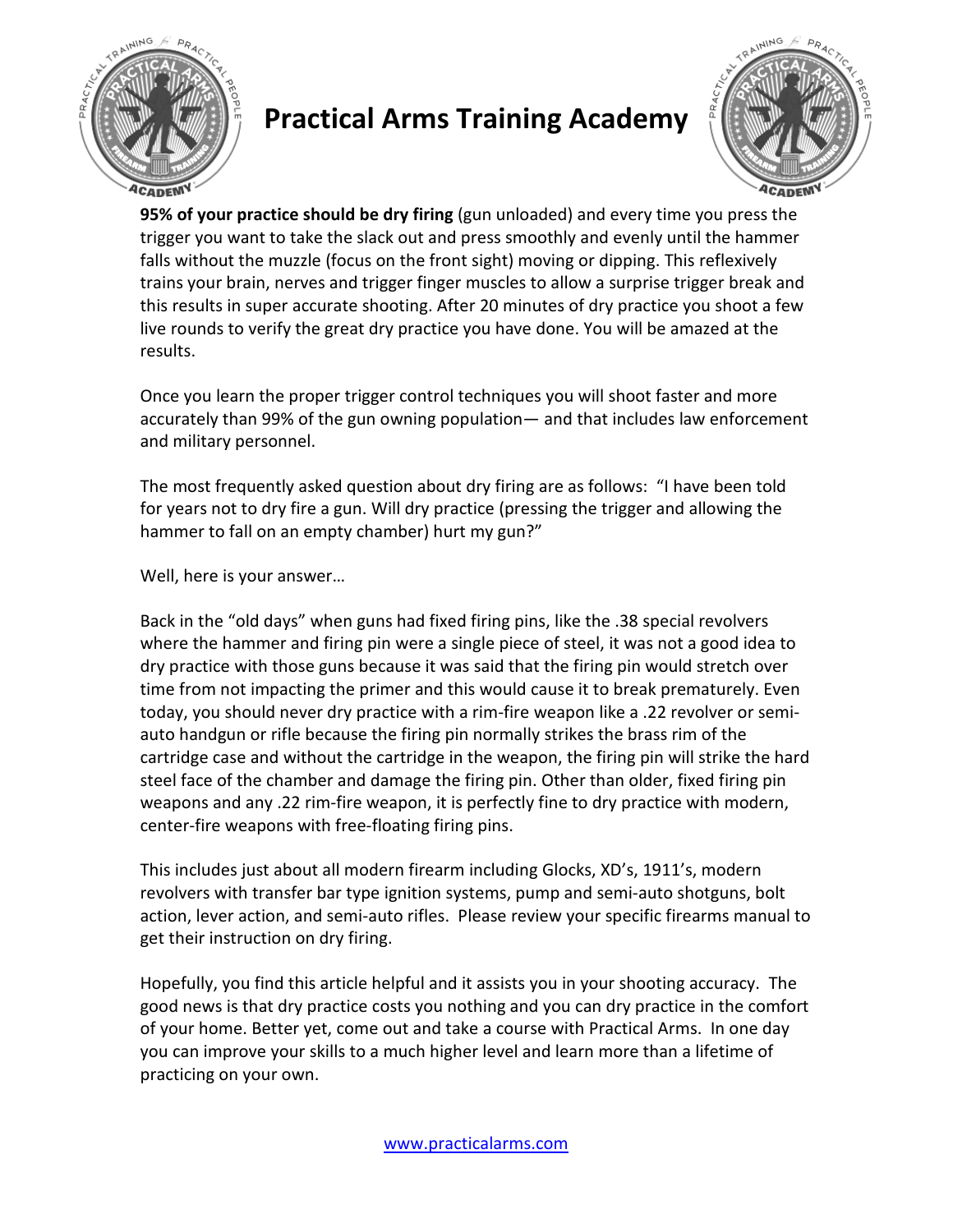# Practical Arms Training Academy

**95% of your practice should be dry firing** (gun unloaded) and every time you press the trigger you want to take the slack out and press smoothly and evenly until the hammer falls without the muzzle (focus on the front sight) moving or dipping. This reflexively trains your brain, nerves and trigger finger muscles to allow a surprise trigger break and this results in super accurate shooting. After 20 minutes of dry practice you shoot a few live rounds to verify the great dry practice you have done. You will be amazed at the results.

Once you learn the proper trigger control techniques you will shoot faster and more accurately than 99% of the gun owning population— and that includes law enforcement and military personnel.

The most frequently asked question about dry firing are as follows: "I have been told for years not to dry fire a gun. Will dry practice (pressing the trigger and allowing the hammer to fall on an empty chamber) hurt my gun?"

Well, here is your answer…

Back in the "old days" when guns had fixed firing pins, like the .38 special revolvers where the hammer and firing pin were a single piece of steel, it was not a good idea to dry practice with those guns because it was said that the firing pin would stretch over time from not impacting the primer and this would cause it to break prematurely. Even today, you should never dry practice with a rim-fire weapon like a .22 revolver or semi-auto handgun or rifle because the firing pin normally strikes the brass rim of the cartridge case and without the cartridge in the weapon, the firing pin will strike the hard steel face of the chamber and damage the firing pin. Other than older, fixed firing pin weapons and any .22 rim-fire weapon, it is perfectly fine to dry practice with modern, center-fire weapons with free-floating firing pins.

This includes just about all modern firearm including Glocks, XD's, 1911's, modern revolvers with transfer bar type ignition systems, pump and semi-auto shotguns, bolt action, lever action, and semi-auto rifles. Please review your specific firearms manual to get their instruction on dry firing.

Hopefully, you find this article helpful and it assists you in your shooting accuracy. The good news is that dry practice costs you nothing and you can dry practice in the comfort of your home. Better yet, come out and take a course with Practical Arms. In one day you can improve your skills to a much higher level and learn more than a lifetime of practicing on your own.

www.practicalarms.com